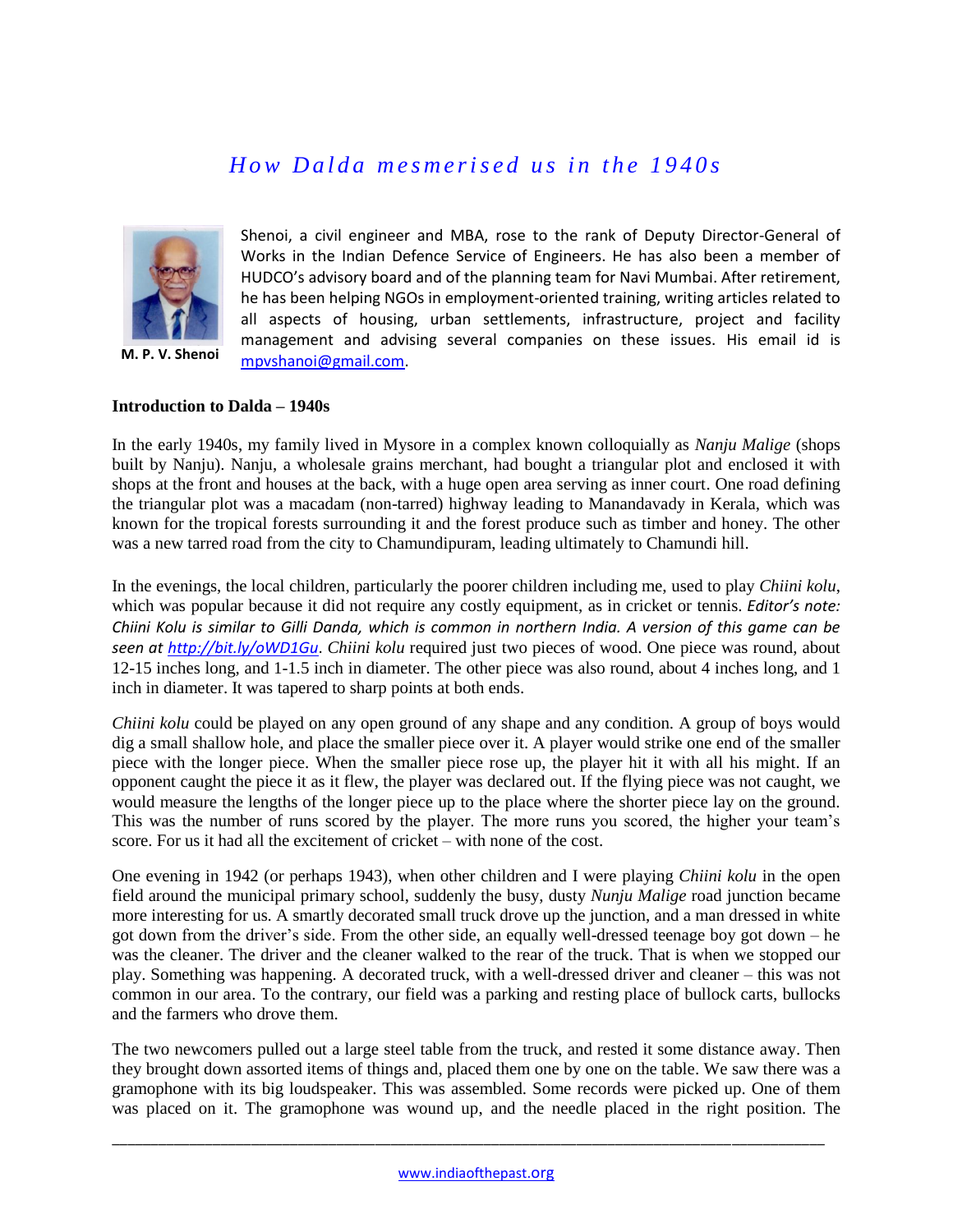# *How Dalda mesmerised us in the 1940s*

**M. P. V. Shenoi**

Shenoi, a civil engineer and MBA, rose to the rank of Deputy Director-General of Works in the Indian Defence Service of Engineers. He has also been a member of HUDCO's advisory board and of the planning team for Navi Mumbai. After retirement, he has been helping NGOs in employment-oriented training, writing articles related to all aspects of housing, urban settlements, infrastructure, project and facility management and advising several companies on these issues. His email id is mpvshanoi@gmail.com.

**Introduction to Dalda – 1940s**

In the early 1940s, my family lived in Mysore in a complex known colloquially as *Nanju Malige* (shops built by Nanju). Nanju, a wholesale grains merchant, had bought a triangular plot and enclosed it with shops at the front and houses at the back, with a huge open area serving as inner court. One road defining the triangular plot was a macadam (non-tarred) highway leading to Manandavady in Kerala, which was known for the tropical forests surrounding it and the forest produce such as timber and honey. The other was a new tarred road from the city to Chamundipuram, leading ultimately to Chamundi hill.

In the evenings, the local children, particularly the poorer children including me, used to play *Chiini kolu*, which was popular because it did not require any costly equipment, as in cricket or tennis. *Editor's note: Chiini Kolu is similar to Gilli Danda, which is common in northern India. A version of this game can be seen at http://bit.ly/oWD1Gu.* *Chiini kolu* required just two pieces of wood. One piece was round, about 12-15 inches long, and 1-1.5 inch in diameter. The other piece was also round, about 4 inches long, and 1 inch in diameter. It was tapered to sharp points at both ends.

*Chiini kolu* could be played on any open ground of any shape and any condition. A group of boys would dig a small shallow hole, and place the smaller piece over it. A player would strike one end of the smaller piece with the longer piece. When the smaller piece rose up, the player hit it with all his might. If an opponent caught the piece it as it flew, the player was declared out. If the flying piece was not caught, we would measure the lengths of the longer piece up to the place where the shorter piece lay on the ground. This was the number of runs scored by the player. The more runs you scored, the higher your team's score. For us it had all the excitement of cricket – with none of the cost.

One evening in 1942 (or perhaps 1943), when other children and I were playing *Chiini kolu* in the open field around the municipal primary school, suddenly the busy, dusty *Nunju Malige* road junction became more interesting for us. A smartly decorated small truck drove up the junction, and a man dressed in white got down from the driver's side. From the other side, an equally well-dressed teenage boy got down – he was the cleaner. The driver and the cleaner walked to the rear of the truck. That is when we stopped our play. Something was happening. A decorated truck, with a well-dressed driver and cleaner – this was not common in our area. To the contrary, our field was a parking and resting place of bullock carts, bullocks and the farmers who drove them.

The two newcomers pulled out a large steel table from the truck, and rested it some distance away. Then they brought down assorted items of things and, placed them one by one on the table. We saw there was a gramophone with its big loudspeaker. This was assembled. Some records were picked up. One of them was placed on it. The gramophone was wound up, and the needle placed in the right position. The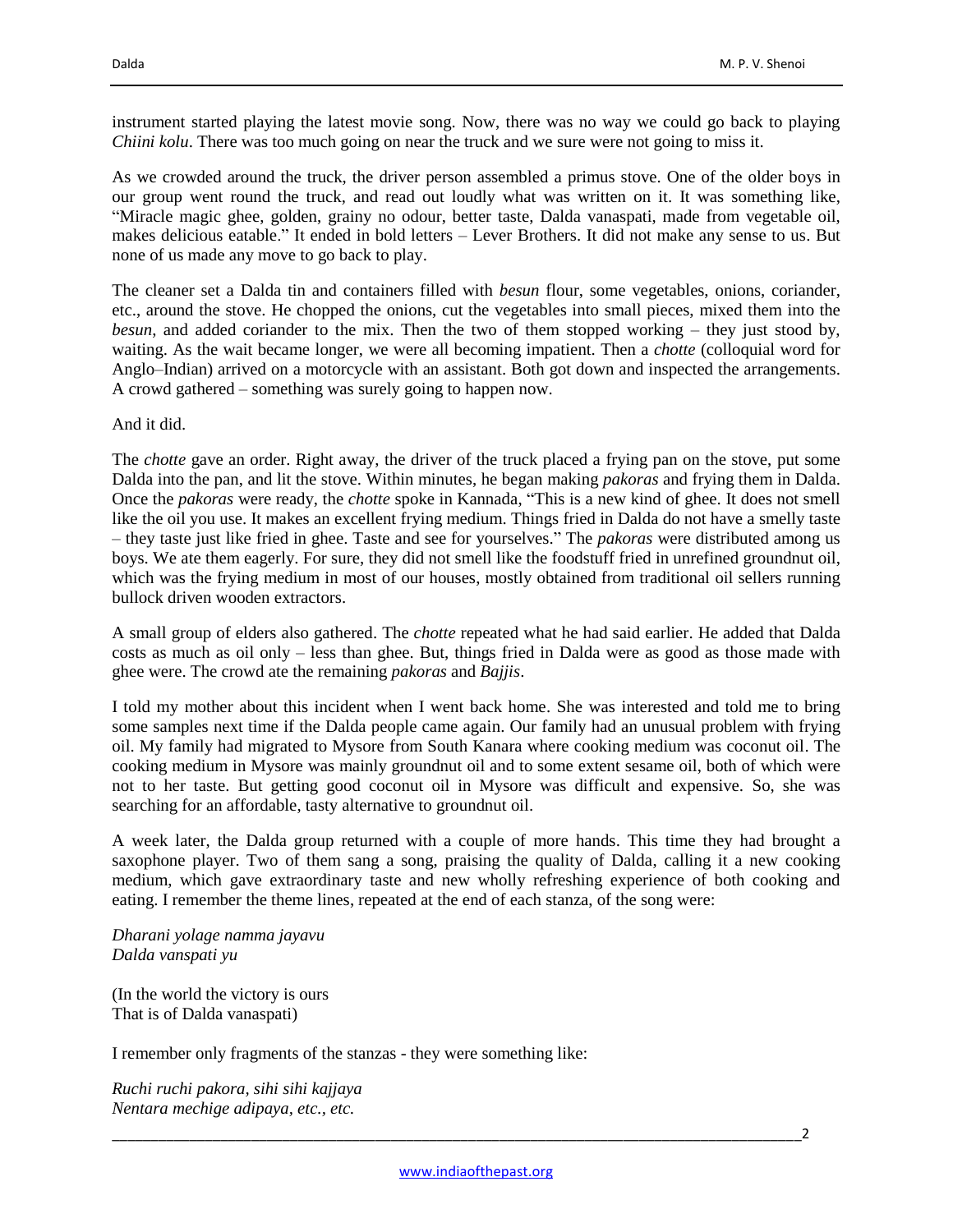instrument started playing the latest movie song. Now, there was no way we could go back to playing *Chiini kolu*. There was too much going on near the truck and we sure were not going to miss it.

As we crowded around the truck, the driver person assembled a primus stove. One of the older boys in our group went round the truck, and read out loudly what was written on it. It was something like, "Miracle magic ghee, golden, grainy no odour, better taste, Dalda vanaspati, made from vegetable oil, makes delicious eatable." It ended in bold letters – Lever Brothers. It did not make any sense to us. But none of us made any move to go back to play.

The cleaner set a Dalda tin and containers filled with *besun* flour, some vegetables, onions, coriander, etc., around the stove. He chopped the onions, cut the vegetables into small pieces, mixed them into the *besun*, and added coriander to the mix. Then the two of them stopped working – they just stood by, waiting. As the wait became longer, we were all becoming impatient. Then a *chotte* (colloquial word for Anglo–Indian) arrived on a motorcycle with an assistant. Both got down and inspected the arrangements. A crowd gathered – something was surely going to happen now.

And it did.

The *chotte* gave an order. Right away, the driver of the truck placed a frying pan on the stove, put some Dalda into the pan, and lit the stove. Within minutes, he began making *pakoras* and frying them in Dalda. Once the *pakoras* were ready, the *chotte* spoke in Kannada, "This is a new kind of ghee. It does not smell like the oil you use. It makes an excellent frying medium. Things fried in Dalda do not have a smelly taste – they taste just like fried in ghee. Taste and see for yourselves." The *pakoras* were distributed among us boys. We ate them eagerly. For sure, they did not smell like the foodstuff fried in unrefined groundnut oil, which was the frying medium in most of our houses, mostly obtained from traditional oil sellers running bullock driven wooden extractors.

A small group of elders also gathered. The *chotte* repeated what he had said earlier. He added that Dalda costs as much as oil only – less than ghee. But, things fried in Dalda were as good as those made with ghee were. The crowd ate the remaining *pakoras* and *Bajjis*.

I told my mother about this incident when I went back home. She was interested and told me to bring some samples next time if the Dalda people came again. Our family had an unusual problem with frying oil. My family had migrated to Mysore from South Kanara where cooking medium was coconut oil. The cooking medium in Mysore was mainly groundnut oil and to some extent sesame oil, both of which were not to her taste. But getting good coconut oil in Mysore was difficult and expensive. So, she was searching for an affordable, tasty alternative to groundnut oil.

A week later, the Dalda group returned with a couple of more hands. This time they had brought a saxophone player. Two of them sang a song, praising the quality of Dalda, calling it a new cooking medium, which gave extraordinary taste and new wholly refreshing experience of both cooking and eating. I remember the theme lines, repeated at the end of each stanza, of the song were:

*Dharani yolage namma jayavu*
*Dalda vanspati yu*

(In the world the victory is ours
That is of Dalda vanaspati)

I remember only fragments of the stanzas - they were something like:

*Ruchi ruchi pakora, sihi sihi kajjaya*
*Nentara mechige adipaya, etc., etc.*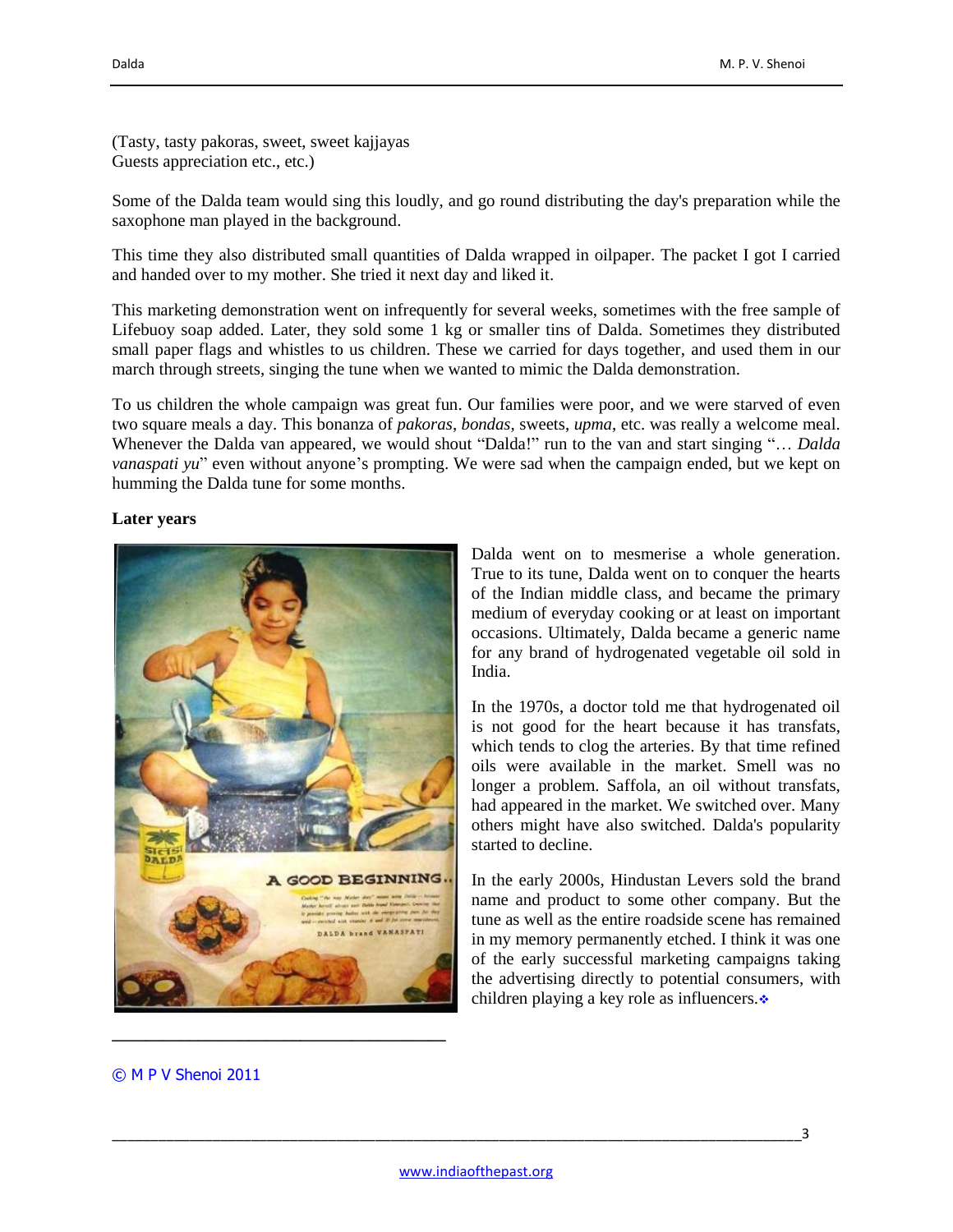(Tasty, tasty pakoras, sweet, sweet kajjayas
Guests appreciation etc., etc.)

Some of the Dalda team would sing this loudly, and go round distributing the day's preparation while the saxophone man played in the background.

This time they also distributed small quantities of Dalda wrapped in oilpaper. The packet I got I carried and handed over to my mother. She tried it next day and liked it.

This marketing demonstration went on infrequently for several weeks, sometimes with the free sample of Lifebuoy soap added. Later, they sold some 1 kg or smaller tins of Dalda. Sometimes they distributed small paper flags and whistles to us children. These we carried for days together, and used them in our march through streets, singing the tune when we wanted to mimic the Dalda demonstration.

To us children the whole campaign was great fun. Our families were poor, and we were starved of even two square meals a day. This bonanza of *pakoras*, *bondas*, sweets, *upma*, etc. was really a welcome meal. Whenever the Dalda van appeared, we would shout "Dalda!" run to the van and start singing "… *Dalda vanaspati yu*" even without anyone's prompting. We were sad when the campaign ended, but we kept on humming the Dalda tune for some months.

**Later years**

Dalda went on to mesmerise a whole generation. True to its tune, Dalda went on to conquer the hearts of the Indian middle class, and became the primary medium of everyday cooking or at least on important occasions. Ultimately, Dalda became a generic name for any brand of hydrogenated vegetable oil sold in India.

In the 1970s, a doctor told me that hydrogenated oil is not good for the heart because it has transfats, which tends to clog the arteries. By that time refined oils were available in the market. Smell was no longer a problem. Saffola, an oil without transfats, had appeared in the market. We switched over. Many others might have also switched. Dalda's popularity started to decline.

In the early 2000s, Hindustan Levers sold the brand name and product to some other company. But the tune as well as the entire roadside scene has remained in my memory permanently etched. I think it was one of the early successful marketing campaigns taking the advertising directly to potential consumers, with children playing a key role as influencers.

© M P V Shenoi 2011